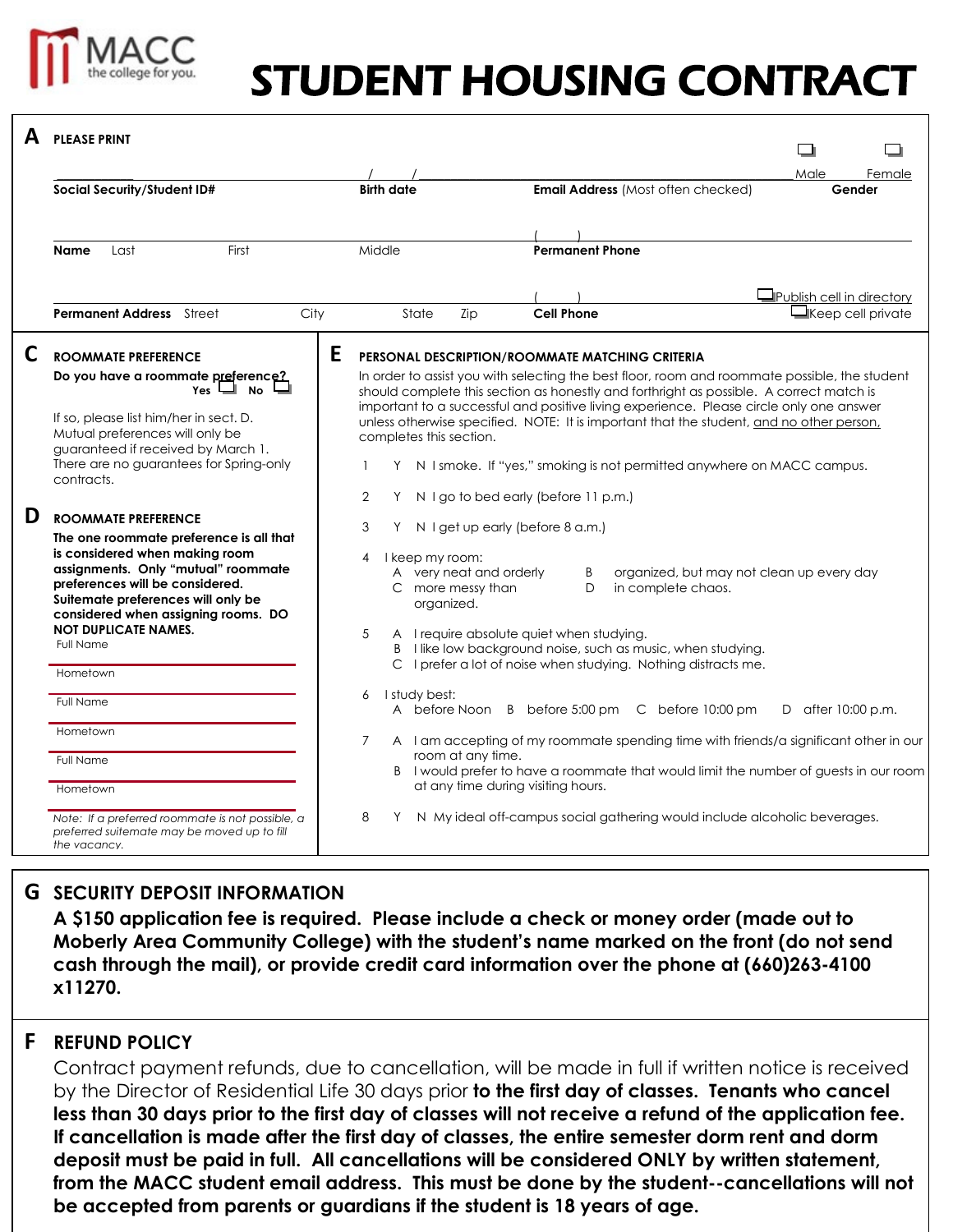MACC
the college for you.

# STUDENT HOUSING CONTRACT

## A PLEASE PRINT

| Social Security/Student ID# | Birth date &nbsp;&nbsp; / &nbsp;&nbsp; / | Email Address (Most often checked) | Gender ☐ Male ☐ Female |
|---|---|---|---|

| Name &nbsp; Last &nbsp; First | Middle | Permanent Phone ( &nbsp;&nbsp; ) |
|---|---|---|

| Permanent Address &nbsp; Street &nbsp; City | State &nbsp; Zip | Cell Phone ( &nbsp;&nbsp; ) | ☐ Publish cell in directory ☐ Keep cell private |
|---|---|---|---|

## C ROOMMATE PREFERENCE

**Do you have a roommate preference? Yes ☐ No ☐**

If so, please list him/her in sect. D. Mutual preferences will only be guaranteed if received by March 1. There are no guarantees for Spring-only contracts.

## D ROOMMATE PREFERENCE

**The one roommate preference is all that is considered when making room assignments. Only "mutual" roommate preferences will be considered. Suitemate preferences will only be considered when assigning rooms. DO NOT DUPLICATE NAMES.**

Full Name

Hometown

Full Name

Hometown

Full Name

Hometown

*Note: If a preferred roommate is not possible, a preferred suitemate may be moved up to fill the vacancy.*

## E PERSONAL DESCRIPTION/ROOMMATE MATCHING CRITERIA

In order to assist you with selecting the best floor, room and roommate possible, the student should complete this section as honestly and forthrightly as possible. A correct match is important to a successful and positive living experience. Please circle only one answer unless otherwise specified. NOTE: It is important that the student, and no other person, completes this section.

1. Y N I smoke. If "yes," smoking is not permitted anywhere on MACC campus.
2. Y N I go to bed early (before 11 p.m.)
3. Y N I get up early (before 8 a.m.)
4. I keep my room:
   - A very neat and orderly
   - B organized, but may not clean up every day
   - C more messy than organized.
   - D in complete chaos.
5. 
   - A I require absolute quiet when studying.
   - B I like low background noise, such as music, when studying.
   - C I prefer a lot of noise when studying. Nothing distracts me.
6. I study best:
   - A before Noon
   - B before 5:00 pm
   - C before 10:00 pm
   - D after 10:00 p.m.
7. 
   - A I am accepting of my roommate spending time with friends/a significant other in our room at any time.
   - B I would prefer to have a roommate that would limit the number of guests in our room at any time during visiting hours.
8. Y N My ideal off-campus social gathering would include alcoholic beverages.

## G SECURITY DEPOSIT INFORMATION

**A $150 application fee is required. Please include a check or money order (made out to Moberly Area Community College) with the student's name marked on the front (do not send cash through the mail), or provide credit card information over the phone at (660)263-4100 x11270.**

## F REFUND POLICY

Contract payment refunds, due to cancellation, will be made in full if written notice is received by the Director of Residential Life 30 days prior **to the first day of classes. Tenants who cancel less than 30 days prior to the first day of classes will not receive a refund of the application fee. If cancellation is made after the first day of classes, the entire semester dorm rent and dorm deposit must be paid in full. All cancellations will be considered ONLY by written statement, from the MACC student email address. This must be done by the student--cancellations will not be accepted from parents or guardians if the student is 18 years of age.**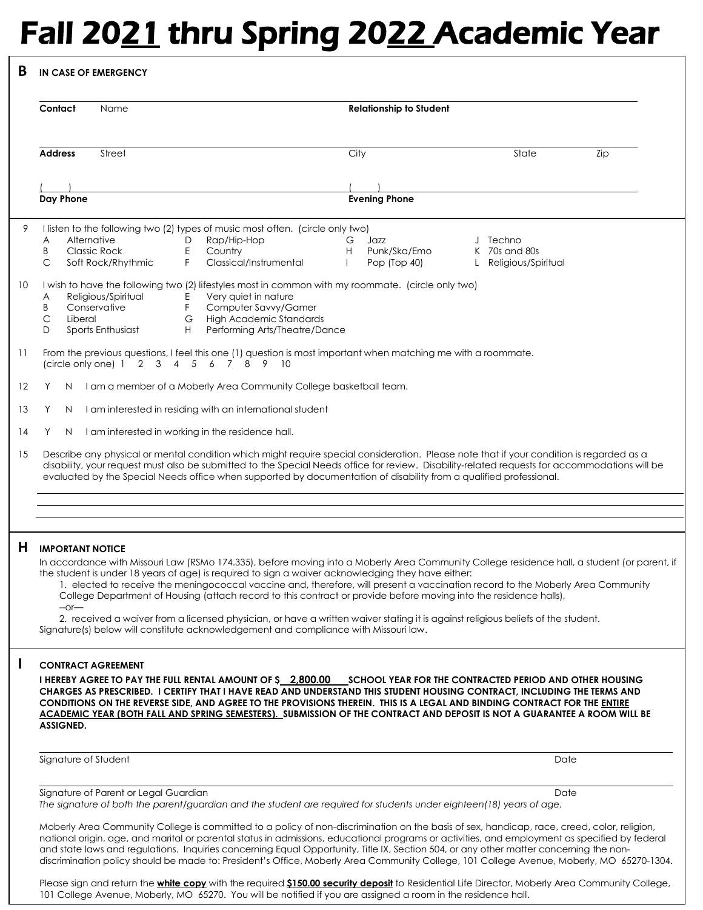# Fall 2021 thru Spring 2022 Academic Year

## B IN CASE OF EMERGENCY

**Contact** Name ______________________ **Relationship to Student** ______________________

**Address** Street ______________________ City ______________________ State ______ Zip ______

(     ) ______________________ (     ) ______________________

**Day Phone** **Evening Phone**

9 I listen to the following two (2) types of music most often. (circle only two)

| | | | | | | | |
|---|---|---|---|---|---|---|---|
| A | Alternative | D | Rap/Hip-Hop | G | Jazz | J | Techno |
| B | Classic Rock | E | Country | H | Punk/Ska/Emo | K | 70s and 80s |
| C | Soft Rock/Rhythmic | F | Classical/Instrumental | I | Pop (Top 40) | L | Religious/Spiritual |

10 I wish to have the following two (2) lifestyles most in common with my roommate. (circle only two)

| | | | |
|---|---|---|---|
| A | Religious/Spiritual | E | Very quiet in nature |
| B | Conservative | F | Computer Savvy/Gamer |
| C | Liberal | G | High Academic Standards |
| D | Sports Enthusiast | H | Performing Arts/Theatre/Dance |

11 From the previous questions, I feel this one (1) question is most important when matching me with a roommate. (circle only one) 1 2 3 4 5 6 7 8 9 10

12 Y N I am a member of a Moberly Area Community College basketball team.

13 Y N I am interested in residing with an international student

14 Y N I am interested in working in the residence hall.

15 Describe any physical or mental condition which might require special consideration. Please note that if your condition is regarded as a disability, your request must also be submitted to the Special Needs office for review. Disability-related requests for accommodations will be evaluated by the Special Needs office when supported by documentation of disability from a qualified professional.

______________________________________________________________

______________________________________________________________

______________________________________________________________

## H IMPORTANT NOTICE

In accordance with Missouri Law (RSMo 174.335), before moving into a Moberly Area Community College residence hall, a student (or parent, if the student is under 18 years of age) is required to sign a waiver acknowledging they have either:

1. elected to receive the meningococcal vaccine and, therefore, will present a vaccination record to the Moberly Area Community College Department of Housing (attach record to this contract or provide before moving into the residence halls),

--or—

2. received a waiver from a licensed physician, or have a written waiver stating it is against religious beliefs of the student.

Signature(s) below will constitute acknowledgement and compliance with Missouri law.

## I CONTRACT AGREEMENT

**I HEREBY AGREE TO PAY THE FULL RENTAL AMOUNT OF $ 2,800.00 SCHOOL YEAR FOR THE CONTRACTED PERIOD AND OTHER HOUSING CHARGES AS PRESCRIBED. I CERTIFY THAT I HAVE READ AND UNDERSTAND THIS STUDENT HOUSING CONTRACT, INCLUDING THE TERMS AND CONDITIONS ON THE REVERSE SIDE, AND AGREE TO THE PROVISIONS THEREIN. THIS IS A LEGAL AND BINDING CONTRACT FOR THE <u>ENTIRE ACADEMIC YEAR (BOTH FALL AND SPRING SEMESTERS).</u> SUBMISSION OF THE CONTRACT AND DEPOSIT IS NOT A GUARANTEE A ROOM WILL BE ASSIGNED.**

______________________________________________________________

Signature of Student Date

______________________________________________________________

Signature of Parent or Legal Guardian Date

*The signature of both the parent/guardian and the student are required for students under eighteen(18) years of age.*

Moberly Area Community College is committed to a policy of non-discrimination on the basis of sex, handicap, race, creed, color, religion, national origin, age, and marital or parental status in admissions, educational programs or activities, and employment as specified by federal and state laws and regulations. Inquiries concerning Equal Opportunity, Title IX, Section 504, or any other matter concerning the non-discrimination policy should be made to: President's Office, Moberly Area Community College, 101 College Avenue, Moberly, MO 65270-1304.

Please sign and return the **<u>white copy</u>** with the required **<u>$150.00 security deposit</u>** to Residential Life Director, Moberly Area Community College, 101 College Avenue, Moberly, MO 65270. You will be notified if you are assigned a room in the residence hall.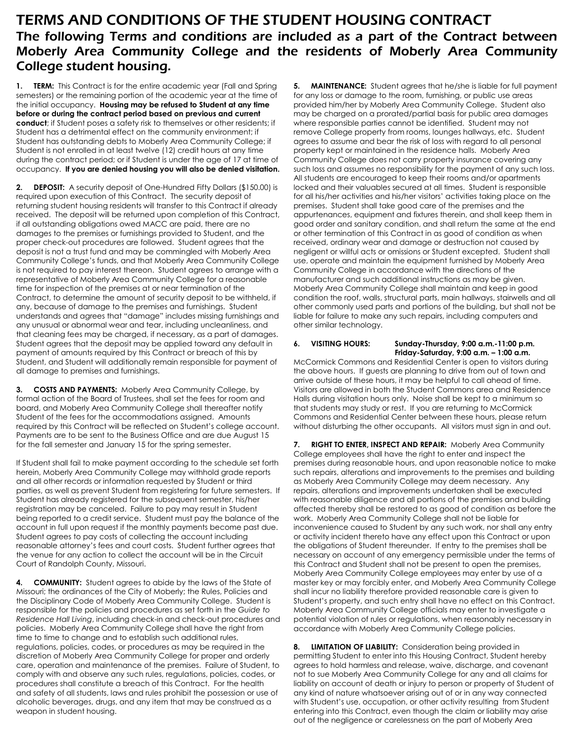# TERMS AND CONDITIONS OF THE STUDENT HOUSING CONTRACT

## The following Terms and conditions are included as a part of the Contract between Moberly Area Community College and the residents of Moberly Area Community College student housing.

**1. TERM:** This Contract is for the entire academic year (Fall and Spring semesters) or the remaining portion of the academic year at the time of the initial occupancy. **Housing may be refused to Student at any time before or during the contract period based on previous and current conduct**; if Student poses a safety risk to themselves or other residents; if Student has a detrimental effect on the community environment; if Student has outstanding debts to Moberly Area Community College; if Student is not enrolled in at least twelve (12) credit hours at any time during the contract period; or if Student is under the age of 17 at time of occupancy. **If you are denied housing you will also be denied visitation.**

**2. DEPOSIT:** A security deposit of One-Hundred Fifty Dollars ($150.00) is required upon execution of this Contract. The security deposit of returning student housing residents will transfer to this Contract if already received. The deposit will be returned upon completion of this Contract, if all outstanding obligations owed MACC are paid, there are no damages to the premises or furnishings provided to Student, and the proper check-out procedures are followed. Student agrees that the deposit is not a trust fund and may be commingled with Moberly Area Community College's funds, and that Moberly Area Community College is not required to pay interest thereon. Student agrees to arrange with a representative of Moberly Area Community College for a reasonable time for inspection of the premises at or near termination of the Contract, to determine the amount of security deposit to be withheld, if any, because of damage to the premises and furnishings. Student understands and agrees that "damage" includes missing furnishings and any unusual or abnormal wear and tear, including uncleanliness, and that cleaning fees may be charged, if necessary, as a part of damages. Student agrees that the deposit may be applied toward any default in payment of amounts required by this Contract or breach of this by Student, and Student will additionally remain responsible for payment of all damage to premises and furnishings.

**3. COSTS AND PAYMENTS:** Moberly Area Community College, by formal action of the Board of Trustees, shall set the fees for room and board, and Moberly Area Community College shall thereafter notify Student of the fees for the accommodations assigned. Amounts required by this Contract will be reflected on Student's college account. Payments are to be sent to the Business Office and are due August 15 for the fall semester and January 15 for the spring semester.

If Student shall fail to make payment according to the schedule set forth herein, Moberly Area Community College may withhold grade reports and all other records or information requested by Student or third parties, as well as prevent Student from registering for future semesters. If Student has already registered for the subsequent semester, his/her registration may be canceled. Failure to pay may result in Student being reported to a credit service. Student must pay the balance of the account in full upon request if the monthly payments become past due. Student agrees to pay costs of collecting the account including reasonable attorney's fees and court costs. Student further agrees that the venue for any action to collect the account will be in the Circuit Court of Randolph County, Missouri.

**4. COMMUNITY:** Student agrees to abide by the laws of the State of Missouri; the ordinances of the City of Moberly; the Rules, Policies and the Disciplinary Code of Moberly Area Community College. Student is responsible for the policies and procedures as set forth in the *Guide to Residence Hall Living*, including check-in and check-out procedures and policies. Moberly Area Community College shall have the right from time to time to change and to establish such additional rules, regulations, policies, codes, or procedures as may be required in the discretion of Moberly Area Community College for proper and orderly care, operation and maintenance of the premises. Failure of Student, to comply with and observe any such rules, regulations, policies, codes, or procedures shall constitute a breach of this Contract. For the health and safety of all students, laws and rules prohibit the possession or use of alcoholic beverages, drugs, and any item that may be construed as a weapon in student housing.

**5. MAINTENANCE:** Student agrees that he/she is liable for full payment for any loss or damage to the room, furnishing, or public use areas provided him/her by Moberly Area Community College. Student also may be charged on a prorated/partial basis for public area damages where responsible parties cannot be identified. Student may not remove College property from rooms, lounges hallways, etc. Student agrees to assume and bear the risk of loss with regard to all personal property kept or maintained in the residence halls. Moberly Area Community College does not carry property insurance covering any such loss and assumes no responsibility for the payment of any such loss. All students are encouraged to keep their rooms and/or apartments locked and their valuables secured at all times. Student is responsible for all his/her activities and his/her visitors' activities taking place on the premises. Student shall take good care of the premises and the appurtenances, equipment and fixtures therein, and shall keep them in good order and sanitary condition, and shall return the same at the end or other termination of this Contract in as good of condition as when received, ordinary wear and damage or destruction not caused by negligent or willful acts or omissions or Student excepted. Student shall use, operate and maintain the equipment furnished by Moberly Area Community College in accordance with the directions of the manufacturer and such additional instructions as may be given. Moberly Area Community College shall maintain and keep in good condition the roof, walls, structural parts, main hallways, stairwells and all other commonly used parts and portions of the building, but shall not be liable for failure to make any such repairs, including computers and other similar technology.

**6. VISITING HOURS:** **Sunday-Thursday, 9:00 a.m.-11:00 p.m.**
**Friday-Saturday, 9:00 a.m. – 1:00 a.m.**

McCormick Commons and Residential Center is open to visitors during the above hours. If guests are planning to drive from out of town and arrive outside of these hours, it may be helpful to call ahead of time. Visitors are allowed in both the Student Commons area and Residence Halls during visitation hours only. Noise shall be kept to a minimum so that students may study or rest. If you are returning to McCormick Commons and Residential Center between these hours, please return without disturbing the other occupants. All visitors must sign in and out.

**7. RIGHT TO ENTER, INSPECT AND REPAIR:** Moberly Area Community College employees shall have the right to enter and inspect the premises during reasonable hours, and upon reasonable notice to make such repairs, alterations and improvements to the premises and building as Moberly Area Community College may deem necessary. Any repairs, alterations and improvements undertaken shall be executed with reasonable diligence and all portions of the premises and building affected thereby shall be restored to as good of condition as before the work. Moberly Area Community College shall not be liable for inconvenience caused to Student by any such work, nor shall any entry or activity incident thereto have any effect upon this Contract or upon the obligations of Student thereunder. If entry to the premises shall be necessary on account of any emergency permissible under the terms of this Contract and Student shall not be present to open the premises, Moberly Area Community College employees may enter by use of a master key or may forcibly enter, and Moberly Area Community College shall incur no liability therefore provided reasonable care is given to Student's property, and such entry shall have no effect on this Contract. Moberly Area Community College officials may enter to investigate a potential violation of rules or regulations, when reasonably necessary in accordance with Moberly Area Community College policies.

**8. LIMITATION OF LIABILITY:** Consideration being provided in permitting Student to enter into this Housing Contract, Student hereby agrees to hold harmless and release, waive, discharge, and covenant not to sue Moberly Area Community College for any and all claims for liability on account of death or injury to person or property of Student of any kind of nature whatsoever arising out of or in any way connected with Student's use, occupation, or other activity resulting from Student entering into this Contract, even though the claim or liability may arise out of the negligence or carelessness on the part of Moberly Area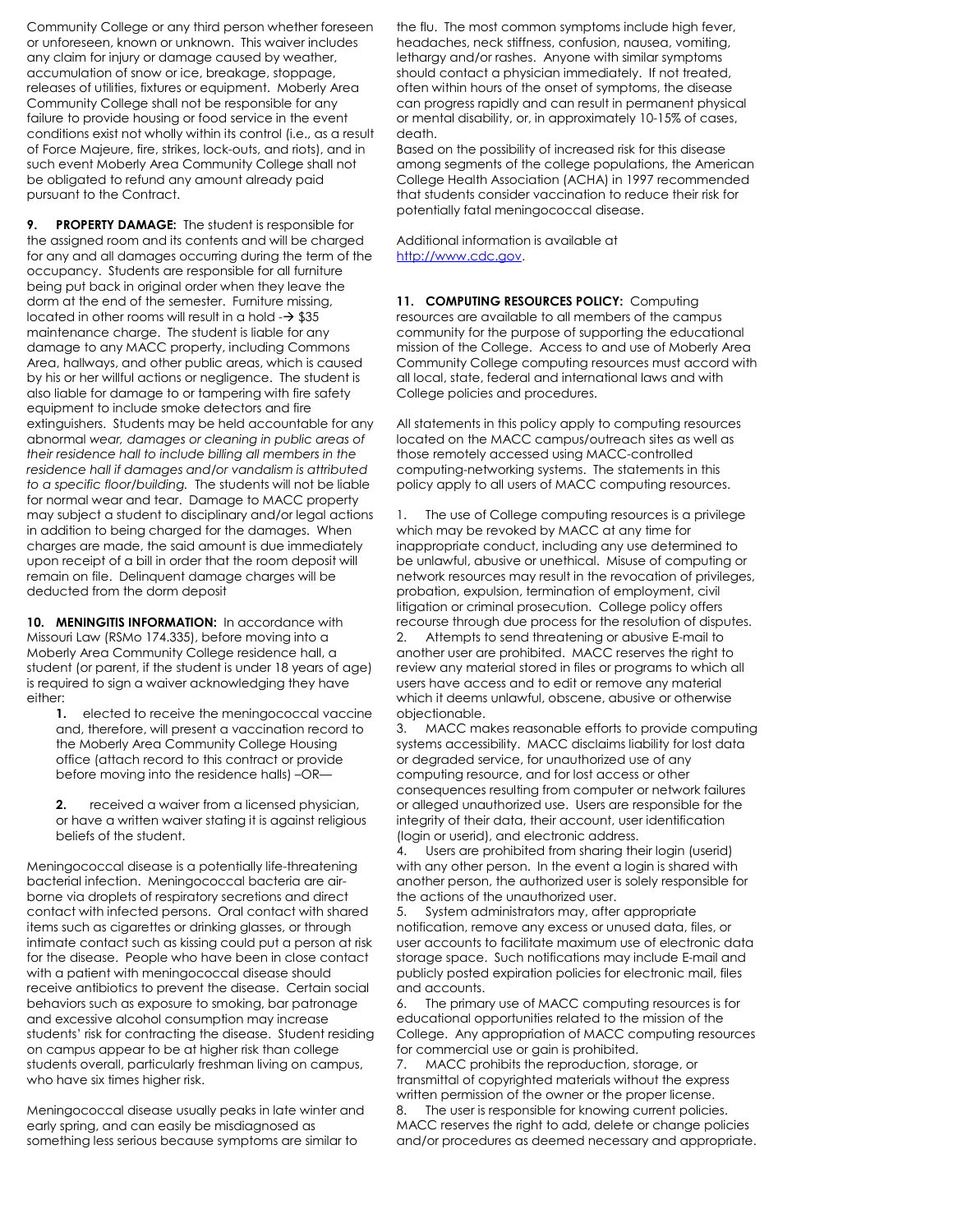Community College or any third person whether foreseen or unforeseen, known or unknown. This waiver includes any claim for injury or damage caused by weather, accumulation of snow or ice, breakage, stoppage, releases of utilities, fixtures or equipment. Moberly Area Community College shall not be responsible for any failure to provide housing or food service in the event conditions exist not wholly within its control (i.e., as a result of Force Majeure, fire, strikes, lock-outs, and riots), and in such event Moberly Area Community College shall not be obligated to refund any amount already paid pursuant to the Contract.

**9. PROPERTY DAMAGE:** The student is responsible for the assigned room and its contents and will be charged for any and all damages occurring during the term of the occupancy. Students are responsible for all furniture being put back in original order when they leave the dorm at the end of the semester. Furniture missing, located in other rooms will result in a hold -→ $35 maintenance charge. The student is liable for any damage to any MACC property, including Commons Area, hallways, and other public areas, which is caused by his or her willful actions or negligence. The student is also liable for damage to or tampering with fire safety equipment to include smoke detectors and fire extinguishers. Students may be held accountable for any abnormal *wear, damages or cleaning in public areas of their residence hall to include billing all members in the residence hall if damages and/or vandalism is attributed to a specific floor/building.* The students will not be liable for normal wear and tear. Damage to MACC property may subject a student to disciplinary and/or legal actions in addition to being charged for the damages. When charges are made, the said amount is due immediately upon receipt of a bill in order that the room deposit will remain on file. Delinquent damage charges will be deducted from the dorm deposit

**10. MENINGITIS INFORMATION:** In accordance with Missouri Law (RSMo 174.335), before moving into a Moberly Area Community College residence hall, a student (or parent, if the student is under 18 years of age) is required to sign a waiver acknowledging they have either:

**1.** elected to receive the meningococcal vaccine and, therefore, will present a vaccination record to the Moberly Area Community College Housing office (attach record to this contract or provide before moving into the residence halls) –OR—

**2.** received a waiver from a licensed physician, or have a written waiver stating it is against religious beliefs of the student.

Meningococcal disease is a potentially life-threatening bacterial infection. Meningococcal bacteria are air-borne via droplets of respiratory secretions and direct contact with infected persons. Oral contact with shared items such as cigarettes or drinking glasses, or through intimate contact such as kissing could put a person at risk for the disease. People who have been in close contact with a patient with meningococcal disease should receive antibiotics to prevent the disease. Certain social behaviors such as exposure to smoking, bar patronage and excessive alcohol consumption may increase students' risk for contracting the disease. Student residing on campus appear to be at higher risk than college students overall, particularly freshman living on campus, who have six times higher risk.

Meningococcal disease usually peaks in late winter and early spring, and can easily be misdiagnosed as something less serious because symptoms are similar to the flu. The most common symptoms include high fever, headaches, neck stiffness, confusion, nausea, vomiting, lethargy and/or rashes. Anyone with similar symptoms should contact a physician immediately. If not treated, often within hours of the onset of symptoms, the disease can progress rapidly and can result in permanent physical or mental disability, or, in approximately 10-15% of cases, death.
Based on the possibility of increased risk for this disease among segments of the college populations, the American College Health Association (ACHA) in 1997 recommended that students consider vaccination to reduce their risk for potentially fatal meningococcal disease.

Additional information is available at http://www.cdc.gov.

**11. COMPUTING RESOURCES POLICY:** Computing resources are available to all members of the campus community for the purpose of supporting the educational mission of the College. Access to and use of Moberly Area Community College computing resources must accord with all local, state, federal and international laws and with College policies and procedures.

All statements in this policy apply to computing resources located on the MACC campus/outreach sites as well as those remotely accessed using MACC-controlled computing-networking systems. The statements in this policy apply to all users of MACC computing resources.

1. The use of College computing resources is a privilege which may be revoked by MACC at any time for inappropriate conduct, including any use determined to be unlawful, abusive or unethical. Misuse of computing or network resources may result in the revocation of privileges, probation, expulsion, termination of employment, civil litigation or criminal prosecution. College policy offers recourse through due process for the resolution of disputes.
2. Attempts to send threatening or abusive E-mail to another user are prohibited. MACC reserves the right to review any material stored in files or programs to which all users have access and to edit or remove any material which it deems unlawful, obscene, abusive or otherwise objectionable.
3. MACC makes reasonable efforts to provide computing systems accessibility. MACC disclaims liability for lost data or degraded service, for unauthorized use of any computing resource, and for lost access or other consequences resulting from computer or network failures or alleged unauthorized use. Users are responsible for the integrity of their data, their account, user identification (login or userid), and electronic address.
4. Users are prohibited from sharing their login (userid) with any other person. In the event a login is shared with another person, the authorized user is solely responsible for the actions of the unauthorized user.
5. System administrators may, after appropriate notification, remove any excess or unused data, files, or user accounts to facilitate maximum use of electronic data storage space. Such notifications may include E-mail and publicly posted expiration policies for electronic mail, files and accounts.
6. The primary use of MACC computing resources is for educational opportunities related to the mission of the College. Any appropriation of MACC computing resources for commercial use or gain is prohibited.
7. MACC prohibits the reproduction, storage, or transmittal of copyrighted materials without the express written permission of the owner or the proper license.
8. The user is responsible for knowing current policies. MACC reserves the right to add, delete or change policies and/or procedures as deemed necessary and appropriate.